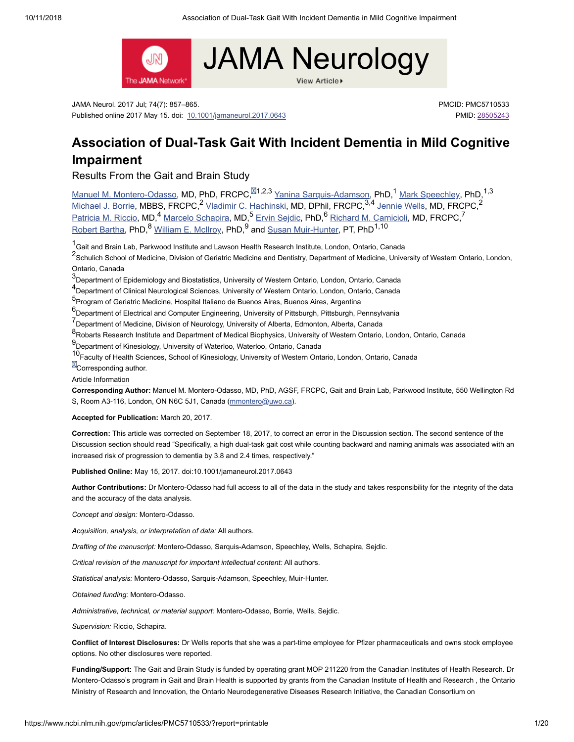JAMA Neurology

JAMA Neurol. 2017 Jul; 74(7): 857–865.
Published online 2017 May 15. doi: 10.1001/jamaneurol.2017.0643

PMCID: PMC5710533
PMID: 28505243

# Association of Dual-Task Gait With Incident Dementia in Mild Cognitive Impairment

## Results From the Gait and Brain Study

Manuel M. Montero-Odasso, MD, PhD, FRCPC,[1,2,3] Yanina Sarquis-Adamson, PhD,[1] Mark Speechley, PhD,[1,3] Michael J. Borrie, MBBS, FRCPC,[2] Vladimir C. Hachinski, MD, DPhil, FRCPC,[3,4] Jennie Wells, MD, FRCPC,[2] Patricia M. Riccio, MD,[4] Marcelo Schapira, MD,[5] Ervin Sejdic, PhD,[6] Richard M. Camicioli, MD, FRCPC,[7] Robert Bartha, PhD,[8] William E. McIlroy, PhD,[9] and Susan Muir-Hunter, PT, PhD[1,10]

[1]Gait and Brain Lab, Parkwood Institute and Lawson Health Research Institute, London, Ontario, Canada
[2]Schulich School of Medicine, Division of Geriatric Medicine and Dentistry, Department of Medicine, University of Western Ontario, London, Ontario, Canada
[3]Department of Epidemiology and Biostatistics, University of Western Ontario, London, Ontario, Canada
[4]Department of Clinical Neurological Sciences, University of Western Ontario, London, Ontario, Canada
[5]Program of Geriatric Medicine, Hospital Italiano de Buenos Aires, Buenos Aires, Argentina
[6]Department of Electrical and Computer Engineering, University of Pittsburgh, Pittsburgh, Pennsylvania
[7]Department of Medicine, Division of Neurology, University of Alberta, Edmonton, Alberta, Canada
[8]Robarts Research Institute and Department of Medical Biophysics, University of Western Ontario, London, Ontario, Canada
[9]Department of Kinesiology, University of Waterloo, Waterloo, Ontario, Canada
[10]Faculty of Health Sciences, School of Kinesiology, University of Western Ontario, London, Ontario, Canada
Corresponding author.

Article Information

**Corresponding Author:** Manuel M. Montero-Odasso, MD, PhD, AGSF, FRCPC, Gait and Brain Lab, Parkwood Institute, 550 Wellington Rd S, Room A3-116, London, ON N6C 5J1, Canada (mmontero@uwo.ca).

**Accepted for Publication:** March 20, 2017.

**Correction:** This article was corrected on September 18, 2017, to correct an error in the Discussion section. The second sentence of the Discussion section should read "Specifically, a high dual-task gait cost while counting backward and naming animals was associated with an increased risk of progression to dementia by 3.8 and 2.4 times, respectively."

**Published Online:** May 15, 2017. doi:10.1001/jamaneurol.2017.0643

**Author Contributions:** Dr Montero-Odasso had full access to all of the data in the study and takes responsibility for the integrity of the data and the accuracy of the data analysis.

*Concept and design:* Montero-Odasso.

*Acquisition, analysis, or interpretation of data:* All authors.

*Drafting of the manuscript:* Montero-Odasso, Sarquis-Adamson, Speechley, Wells, Schapira, Sejdic.

*Critical revision of the manuscript for important intellectual content:* All authors.

*Statistical analysis:* Montero-Odasso, Sarquis-Adamson, Speechley, Muir-Hunter.

*Obtained funding:* Montero-Odasso.

*Administrative, technical, or material support:* Montero-Odasso, Borrie, Wells, Sejdic.

*Supervision:* Riccio, Schapira.

**Conflict of Interest Disclosures:** Dr Wells reports that she was a part-time employee for Pfizer pharmaceuticals and owns stock employee options. No other disclosures were reported.

**Funding/Support:** The Gait and Brain Study is funded by operating grant MOP 211220 from the Canadian Institutes of Health Research. Dr Montero-Odasso's program in Gait and Brain Health is supported by grants from the Canadian Institute of Health and Research , the Ontario Ministry of Research and Innovation, the Ontario Neurodegenerative Diseases Research Initiative, the Canadian Consortium on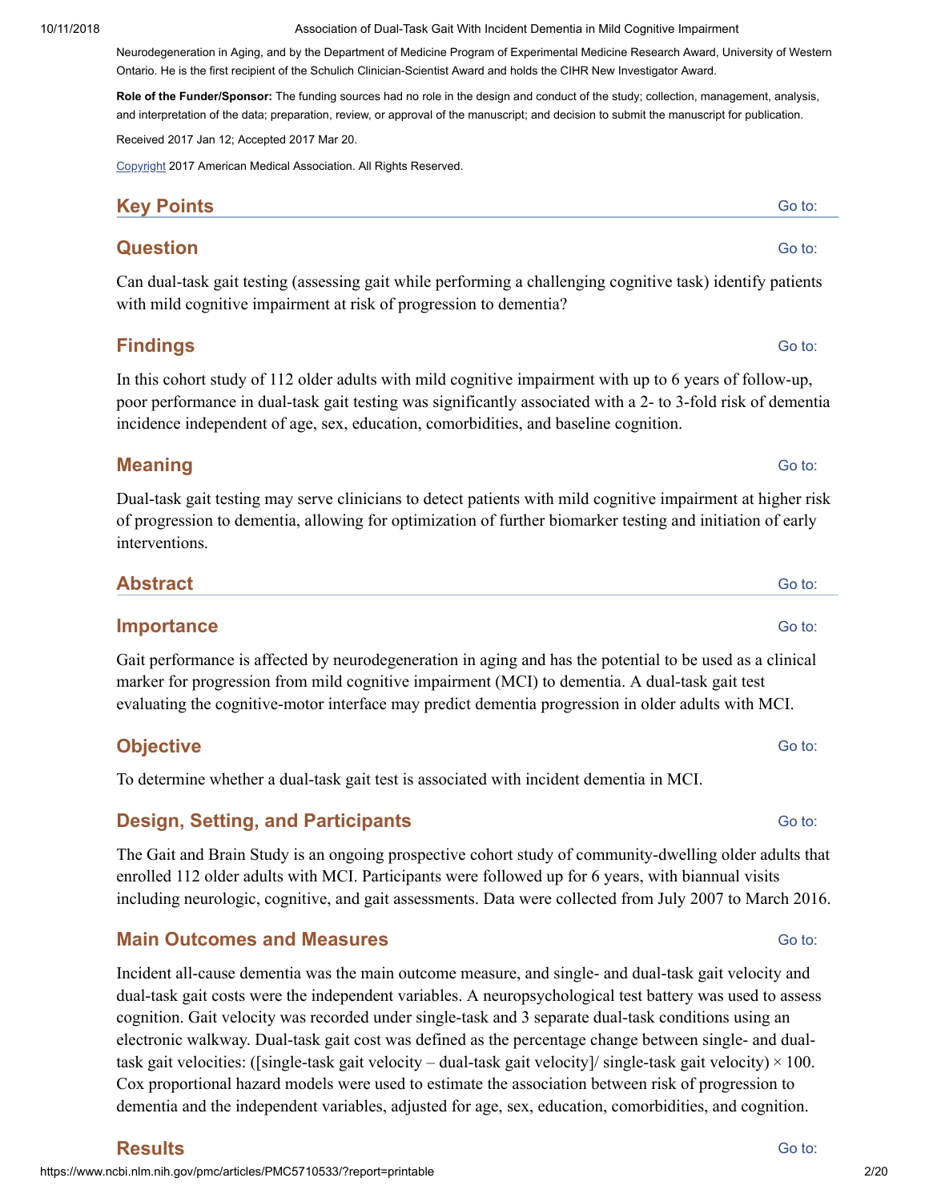Neurodegeneration in Aging, and by the Department of Medicine Program of Experimental Medicine Research Award, University of Western Ontario. He is the first recipient of the Schulich Clinician-Scientist Award and holds the CIHR New Investigator Award.

**Role of the Funder/Sponsor:** The funding sources had no role in the design and conduct of the study; collection, management, analysis, and interpretation of the data; preparation, review, or approval of the manuscript; and decision to submit the manuscript for publication.

Received 2017 Jan 12; Accepted 2017 Mar 20.

Copyright 2017 American Medical Association. All Rights Reserved.

## Key Points

### Question

Can dual-task gait testing (assessing gait while performing a challenging cognitive task) identify patients with mild cognitive impairment at risk of progression to dementia?

### Findings

In this cohort study of 112 older adults with mild cognitive impairment with up to 6 years of follow-up, poor performance in dual-task gait testing was significantly associated with a 2- to 3-fold risk of dementia incidence independent of age, sex, education, comorbidities, and baseline cognition.

### Meaning

Dual-task gait testing may serve clinicians to detect patients with mild cognitive impairment at higher risk of progression to dementia, allowing for optimization of further biomarker testing and initiation of early interventions.

## Abstract

### Importance

Gait performance is affected by neurodegeneration in aging and has the potential to be used as a clinical marker for progression from mild cognitive impairment (MCI) to dementia. A dual-task gait test evaluating the cognitive-motor interface may predict dementia progression in older adults with MCI.

### Objective

To determine whether a dual-task gait test is associated with incident dementia in MCI.

### Design, Setting, and Participants

The Gait and Brain Study is an ongoing prospective cohort study of community-dwelling older adults that enrolled 112 older adults with MCI. Participants were followed up for 6 years, with biannual visits including neurologic, cognitive, and gait assessments. Data were collected from July 2007 to March 2016.

### Main Outcomes and Measures

Incident all-cause dementia was the main outcome measure, and single- and dual-task gait velocity and dual-task gait costs were the independent variables. A neuropsychological test battery was used to assess cognition. Gait velocity was recorded under single-task and 3 separate dual-task conditions using an electronic walkway. Dual-task gait cost was defined as the percentage change between single- and dual-task gait velocities: ([single-task gait velocity – dual-task gait velocity]/ single-task gait velocity) × 100. Cox proportional hazard models were used to estimate the association between risk of progression to dementia and the independent variables, adjusted for age, sex, education, comorbidities, and cognition.

### Results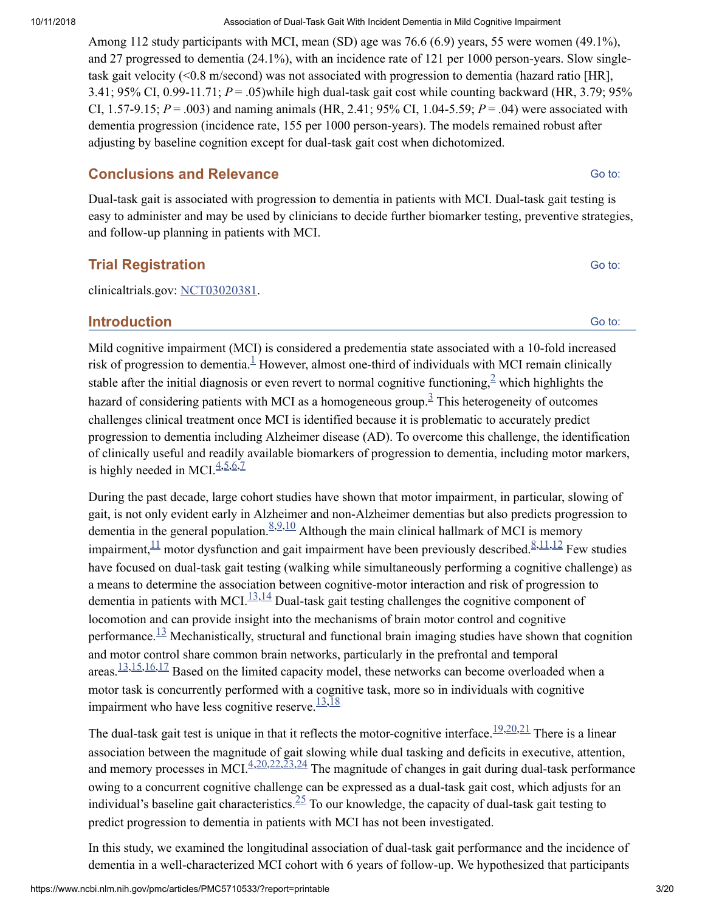Among 112 study participants with MCI, mean (SD) age was 76.6 (6.9) years, 55 were women (49.1%), and 27 progressed to dementia (24.1%), with an incidence rate of 121 per 1000 person-years. Slow single-task gait velocity (<0.8 m/second) was not associated with progression to dementia (hazard ratio [HR], 3.41; 95% CI, 0.99-11.71; $P = .05$)while high dual-task gait cost while counting backward (HR, 3.79; 95% CI, 1.57-9.15; $P = .003$) and naming animals (HR, 2.41; 95% CI, 1.04-5.59; $P = .04$) were associated with dementia progression (incidence rate, 155 per 1000 person-years). The models remained robust after adjusting by baseline cognition except for dual-task gait cost when dichotomized.

## Conclusions and Relevance

Dual-task gait is associated with progression to dementia in patients with MCI. Dual-task gait testing is easy to administer and may be used by clinicians to decide further biomarker testing, preventive strategies, and follow-up planning in patients with MCI.

## Trial Registration

clinicaltrials.gov: NCT03020381.

## Introduction

Mild cognitive impairment (MCI) is considered a predementia state associated with a 10-fold increased risk of progression to dementia.[1] However, almost one-third of individuals with MCI remain clinically stable after the initial diagnosis or even revert to normal cognitive functioning,[2] which highlights the hazard of considering patients with MCI as a homogeneous group.[3] This heterogeneity of outcomes challenges clinical treatment once MCI is identified because it is problematic to accurately predict progression to dementia including Alzheimer disease (AD). To overcome this challenge, the identification of clinically useful and readily available biomarkers of progression to dementia, including motor markers, is highly needed in MCI.[4,5,6,7]

During the past decade, large cohort studies have shown that motor impairment, in particular, slowing of gait, is not only evident early in Alzheimer and non-Alzheimer dementias but also predicts progression to dementia in the general population.[8,9,10] Although the main clinical hallmark of MCI is memory impairment,[11] motor dysfunction and gait impairment have been previously described.[8,11,12] Few studies have focused on dual-task gait testing (walking while simultaneously performing a cognitive challenge) as a means to determine the association between cognitive-motor interaction and risk of progression to dementia in patients with MCI.[13,14] Dual-task gait testing challenges the cognitive component of locomotion and can provide insight into the mechanisms of brain motor control and cognitive performance.[13] Mechanistically, structural and functional brain imaging studies have shown that cognition and motor control share common brain networks, particularly in the prefrontal and temporal areas.[13,15,16,17] Based on the limited capacity model, these networks can become overloaded when a motor task is concurrently performed with a cognitive task, more so in individuals with cognitive impairment who have less cognitive reserve.[13,18]

The dual-task gait test is unique in that it reflects the motor-cognitive interface.[19,20,21] There is a linear association between the magnitude of gait slowing while dual tasking and deficits in executive, attention, and memory processes in MCI.[4,20,22,23,24] The magnitude of changes in gait during dual-task performance owing to a concurrent cognitive challenge can be expressed as a dual-task gait cost, which adjusts for an individual's baseline gait characteristics.[25] To our knowledge, the capacity of dual-task gait testing to predict progression to dementia in patients with MCI has not been investigated.

In this study, we examined the longitudinal association of dual-task gait performance and the incidence of dementia in a well-characterized MCI cohort with 6 years of follow-up. We hypothesized that participants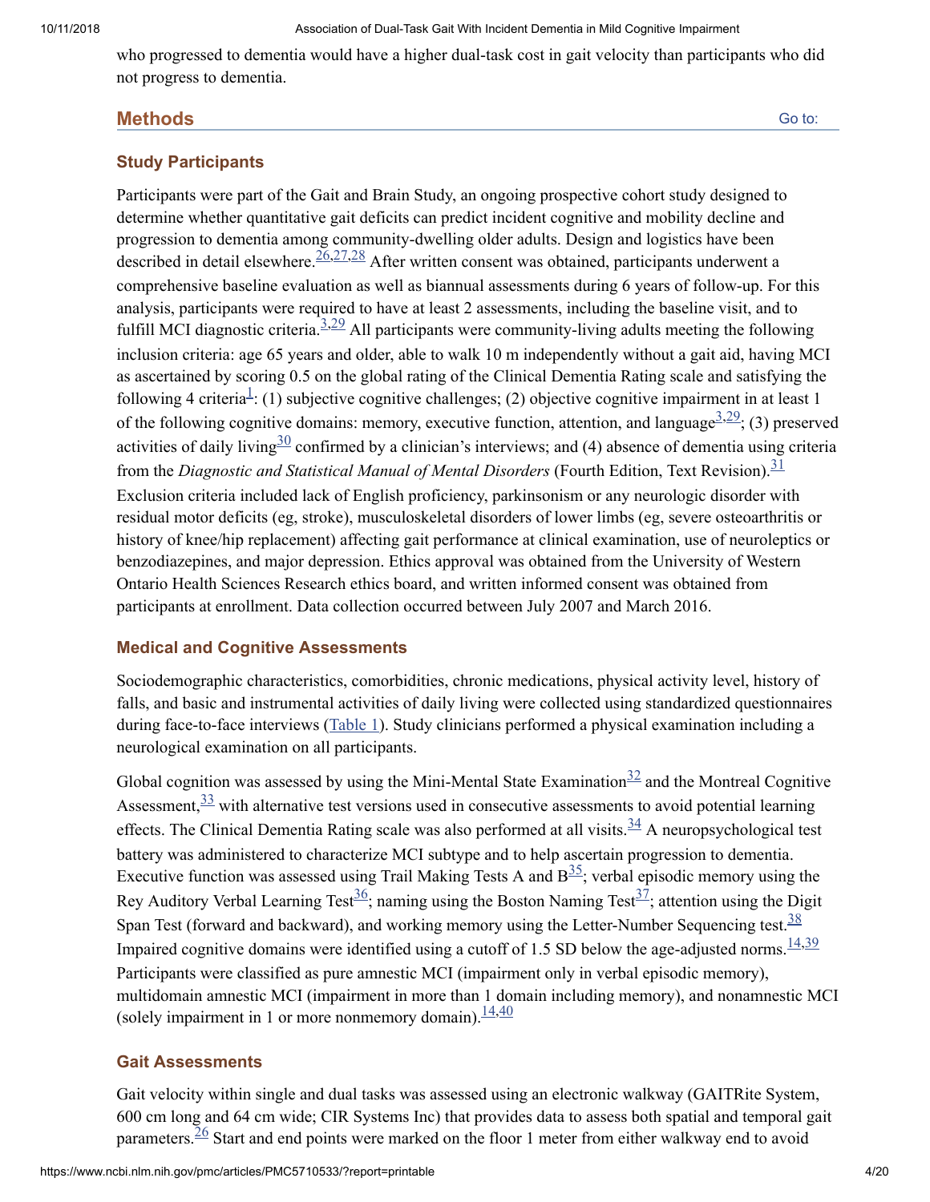who progressed to dementia would have a higher dual-task cost in gait velocity than participants who did not progress to dementia.

## Methods

### Study Participants

Participants were part of the Gait and Brain Study, an ongoing prospective cohort study designed to determine whether quantitative gait deficits can predict incident cognitive and mobility decline and progression to dementia among community-dwelling older adults. Design and logistics have been described in detail elsewhere.[26,27,28] After written consent was obtained, participants underwent a comprehensive baseline evaluation as well as biannual assessments during 6 years of follow-up. For this analysis, participants were required to have at least 2 assessments, including the baseline visit, and to fulfill MCI diagnostic criteria.[3,29] All participants were community-living adults meeting the following inclusion criteria: age 65 years and older, able to walk 10 m independently without a gait aid, having MCI as ascertained by scoring 0.5 on the global rating of the Clinical Dementia Rating scale and satisfying the following 4 criteria[1]: (1) subjective cognitive challenges; (2) objective cognitive impairment in at least 1 of the following cognitive domains: memory, executive function, attention, and language[3,29]; (3) preserved activities of daily living[30] confirmed by a clinician's interviews; and (4) absence of dementia using criteria from the *Diagnostic and Statistical Manual of Mental Disorders* (Fourth Edition, Text Revision).[31] Exclusion criteria included lack of English proficiency, parkinsonism or any neurologic disorder with residual motor deficits (eg, stroke), musculoskeletal disorders of lower limbs (eg, severe osteoarthritis or history of knee/hip replacement) affecting gait performance at clinical examination, use of neuroleptics or benzodiazepines, and major depression. Ethics approval was obtained from the University of Western Ontario Health Sciences Research ethics board, and written informed consent was obtained from participants at enrollment. Data collection occurred between July 2007 and March 2016.

### Medical and Cognitive Assessments

Sociodemographic characteristics, comorbidities, chronic medications, physical activity level, history of falls, and basic and instrumental activities of daily living were collected using standardized questionnaires during face-to-face interviews (Table 1). Study clinicians performed a physical examination including a neurological examination on all participants.

Global cognition was assessed by using the Mini-Mental State Examination[32] and the Montreal Cognitive Assessment,[33] with alternative test versions used in consecutive assessments to avoid potential learning effects. The Clinical Dementia Rating scale was also performed at all visits.[34] A neuropsychological test battery was administered to characterize MCI subtype and to help ascertain progression to dementia. Executive function was assessed using Trail Making Tests A and B[35]; verbal episodic memory using the Rey Auditory Verbal Learning Test[36]; naming using the Boston Naming Test[37]; attention using the Digit Span Test (forward and backward), and working memory using the Letter-Number Sequencing test.[38] Impaired cognitive domains were identified using a cutoff of 1.5 SD below the age-adjusted norms.[14,39] Participants were classified as pure amnestic MCI (impairment only in verbal episodic memory), multidomain amnestic MCI (impairment in more than 1 domain including memory), and nonamnestic MCI (solely impairment in 1 or more nonmemory domain).[14,40]

### Gait Assessments

Gait velocity within single and dual tasks was assessed using an electronic walkway (GAITRite System, 600 cm long and 64 cm wide; CIR Systems Inc) that provides data to assess both spatial and temporal gait parameters.[26] Start and end points were marked on the floor 1 meter from either walkway end to avoid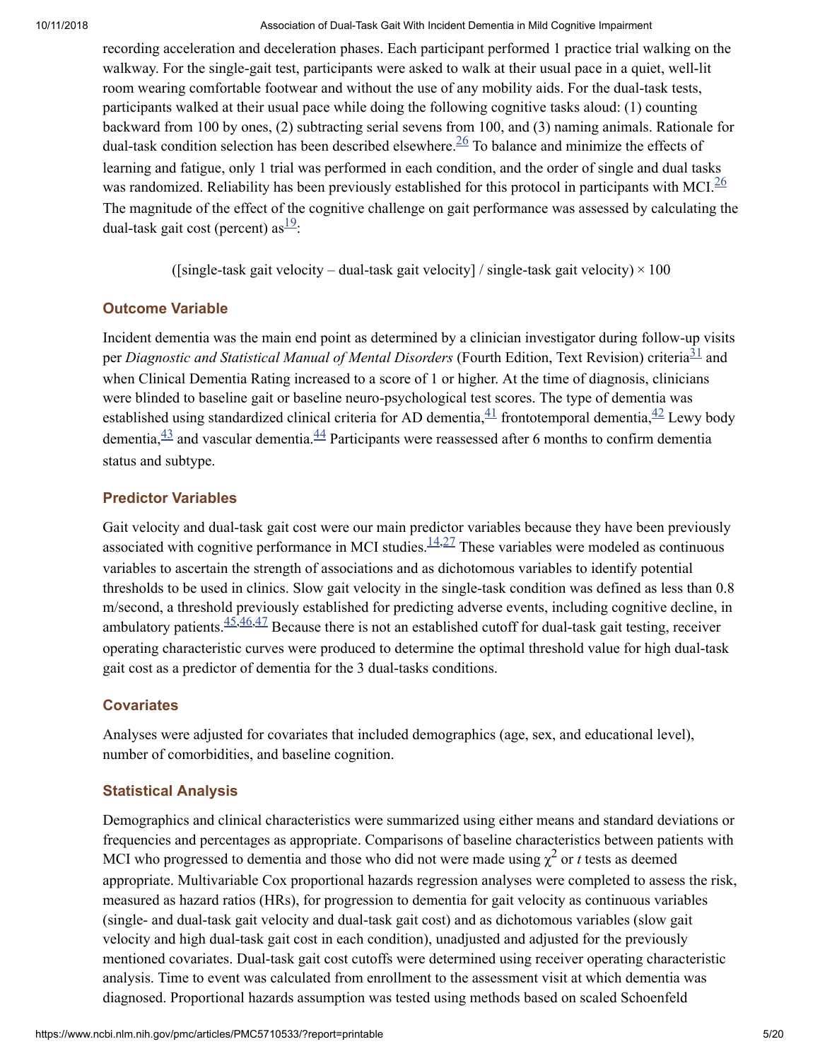recording acceleration and deceleration phases. Each participant performed 1 practice trial walking on the walkway. For the single-gait test, participants were asked to walk at their usual pace in a quiet, well-lit room wearing comfortable footwear and without the use of any mobility aids. For the dual-task tests, participants walked at their usual pace while doing the following cognitive tasks aloud: (1) counting backward from 100 by ones, (2) subtracting serial sevens from 100, and (3) naming animals. Rationale for dual-task condition selection has been described elsewhere.[26] To balance and minimize the effects of learning and fatigue, only 1 trial was performed in each condition, and the order of single and dual tasks was randomized. Reliability has been previously established for this protocol in participants with MCI.[26] The magnitude of the effect of the cognitive challenge on gait performance was assessed by calculating the dual-task gait cost (percent) as[19]:

$$([\text{single-task gait velocity} - \text{dual-task gait velocity}] / \text{single-task gait velocity}) \times 100$$

### Outcome Variable

Incident dementia was the main end point as determined by a clinician investigator during follow-up visits per *Diagnostic and Statistical Manual of Mental Disorders* (Fourth Edition, Text Revision) criteria[31] and when Clinical Dementia Rating increased to a score of 1 or higher. At the time of diagnosis, clinicians were blinded to baseline gait or baseline neuro-psychological test scores. The type of dementia was established using standardized clinical criteria for AD dementia,[41] frontotemporal dementia,[42] Lewy body dementia,[43] and vascular dementia.[44] Participants were reassessed after 6 months to confirm dementia status and subtype.

### Predictor Variables

Gait velocity and dual-task gait cost were our main predictor variables because they have been previously associated with cognitive performance in MCI studies.[14,27] These variables were modeled as continuous variables to ascertain the strength of associations and as dichotomous variables to identify potential thresholds to be used in clinics. Slow gait velocity in the single-task condition was defined as less than 0.8 m/second, a threshold previously established for predicting adverse events, including cognitive decline, in ambulatory patients.[45,46,47] Because there is not an established cutoff for dual-task gait testing, receiver operating characteristic curves were produced to determine the optimal threshold value for high dual-task gait cost as a predictor of dementia for the 3 dual-tasks conditions.

### Covariates

Analyses were adjusted for covariates that included demographics (age, sex, and educational level), number of comorbidities, and baseline cognition.

### Statistical Analysis

Demographics and clinical characteristics were summarized using either means and standard deviations or frequencies and percentages as appropriate. Comparisons of baseline characteristics between patients with MCI who progressed to dementia and those who did not were made using $\chi^2$ or *t* tests as deemed appropriate. Multivariable Cox proportional hazards regression analyses were completed to assess the risk, measured as hazard ratios (HRs), for progression to dementia for gait velocity as continuous variables (single- and dual-task gait velocity and dual-task gait cost) and as dichotomous variables (slow gait velocity and high dual-task gait cost in each condition), unadjusted and adjusted for the previously mentioned covariates. Dual-task gait cost cutoffs were determined using receiver operating characteristic analysis. Time to event was calculated from enrollment to the assessment visit at which dementia was diagnosed. Proportional hazards assumption was tested using methods based on scaled Schoenfeld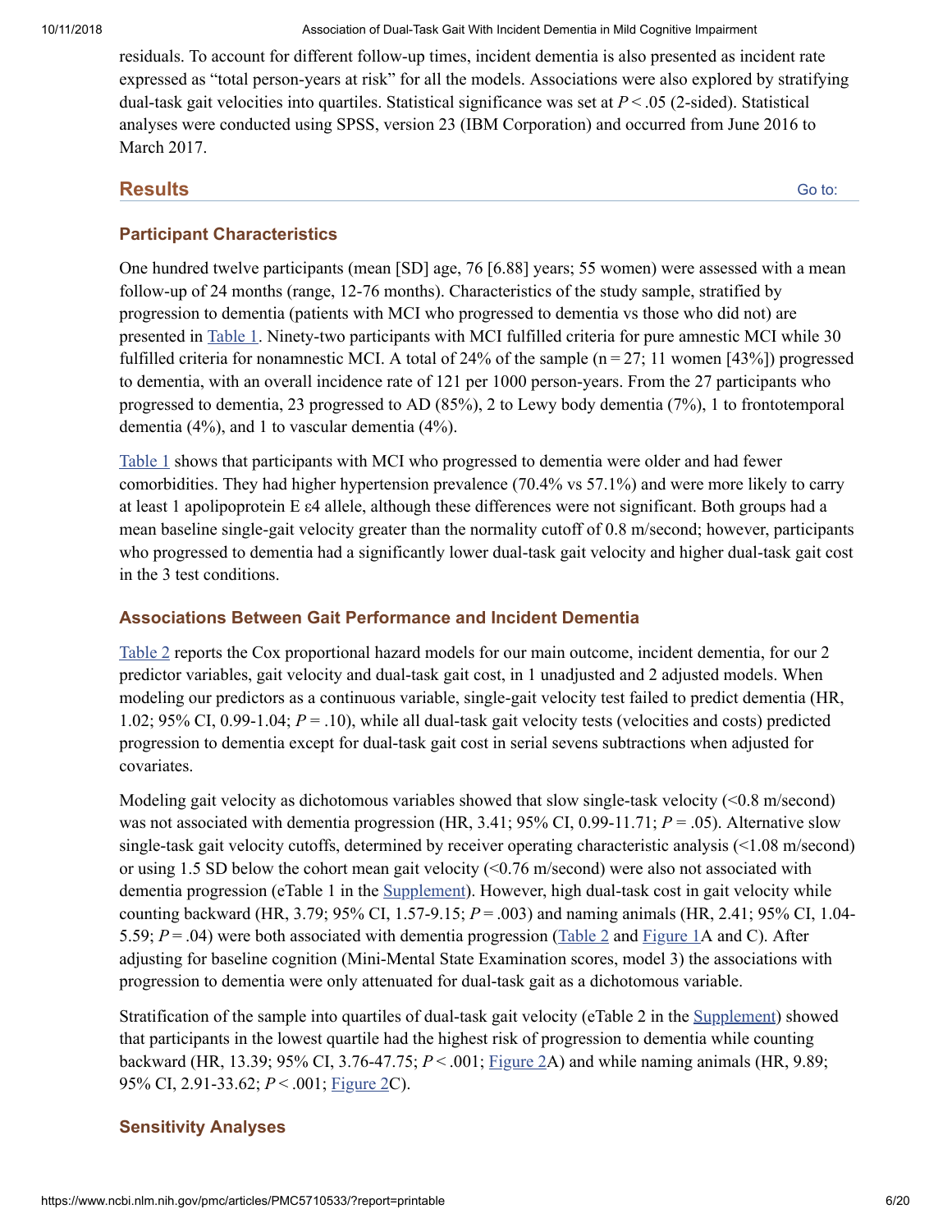residuals. To account for different follow-up times, incident dementia is also presented as incident rate expressed as "total person-years at risk" for all the models. Associations were also explored by stratifying dual-task gait velocities into quartiles. Statistical significance was set at $P < .05$ (2-sided). Statistical analyses were conducted using SPSS, version 23 (IBM Corporation) and occurred from June 2016 to March 2017.

## Results

### Participant Characteristics

One hundred twelve participants (mean [SD] age, 76 [6.88] years; 55 women) were assessed with a mean follow-up of 24 months (range, 12-76 months). Characteristics of the study sample, stratified by progression to dementia (patients with MCI who progressed to dementia vs those who did not) are presented in Table 1. Ninety-two participants with MCI fulfilled criteria for pure amnestic MCI while 30 fulfilled criteria for nonamnestic MCI. A total of 24% of the sample (n = 27; 11 women [43%]) progressed to dementia, with an overall incidence rate of 121 per 1000 person-years. From the 27 participants who progressed to dementia, 23 progressed to AD (85%), 2 to Lewy body dementia (7%), 1 to frontotemporal dementia (4%), and 1 to vascular dementia (4%).

Table 1 shows that participants with MCI who progressed to dementia were older and had fewer comorbidities. They had higher hypertension prevalence (70.4% vs 57.1%) and were more likely to carry at least 1 apolipoprotein E ε4 allele, although these differences were not significant. Both groups had a mean baseline single-gait velocity greater than the normality cutoff of 0.8 m/second; however, participants who progressed to dementia had a significantly lower dual-task gait velocity and higher dual-task gait cost in the 3 test conditions.

### Associations Between Gait Performance and Incident Dementia

Table 2 reports the Cox proportional hazard models for our main outcome, incident dementia, for our 2 predictor variables, gait velocity and dual-task gait cost, in 1 unadjusted and 2 adjusted models. When modeling our predictors as a continuous variable, single-gait velocity test failed to predict dementia (HR, 1.02; 95% CI, 0.99-1.04; $P = .10$), while all dual-task gait velocity tests (velocities and costs) predicted progression to dementia except for dual-task gait cost in serial sevens subtractions when adjusted for covariates.

Modeling gait velocity as dichotomous variables showed that slow single-task velocity (<0.8 m/second) was not associated with dementia progression (HR, 3.41; 95% CI, 0.99-11.71; $P = .05$). Alternative slow single-task gait velocity cutoffs, determined by receiver operating characteristic analysis (<1.08 m/second) or using 1.5 SD below the cohort mean gait velocity (<0.76 m/second) were also not associated with dementia progression (eTable 1 in the Supplement). However, high dual-task cost in gait velocity while counting backward (HR, 3.79; 95% CI, 1.57-9.15; $P = .003$) and naming animals (HR, 2.41; 95% CI, 1.04-5.59; $P = .04$) were both associated with dementia progression (Table 2 and Figure 1A and C). After adjusting for baseline cognition (Mini-Mental State Examination scores, model 3) the associations with progression to dementia were only attenuated for dual-task gait as a dichotomous variable.

Stratification of the sample into quartiles of dual-task gait velocity (eTable 2 in the Supplement) showed that participants in the lowest quartile had the highest risk of progression to dementia while counting backward (HR, 13.39; 95% CI, 3.76-47.75; $P < .001$; Figure 2A) and while naming animals (HR, 9.89; 95% CI, 2.91-33.62; $P < .001$; Figure 2C).

### Sensitivity Analyses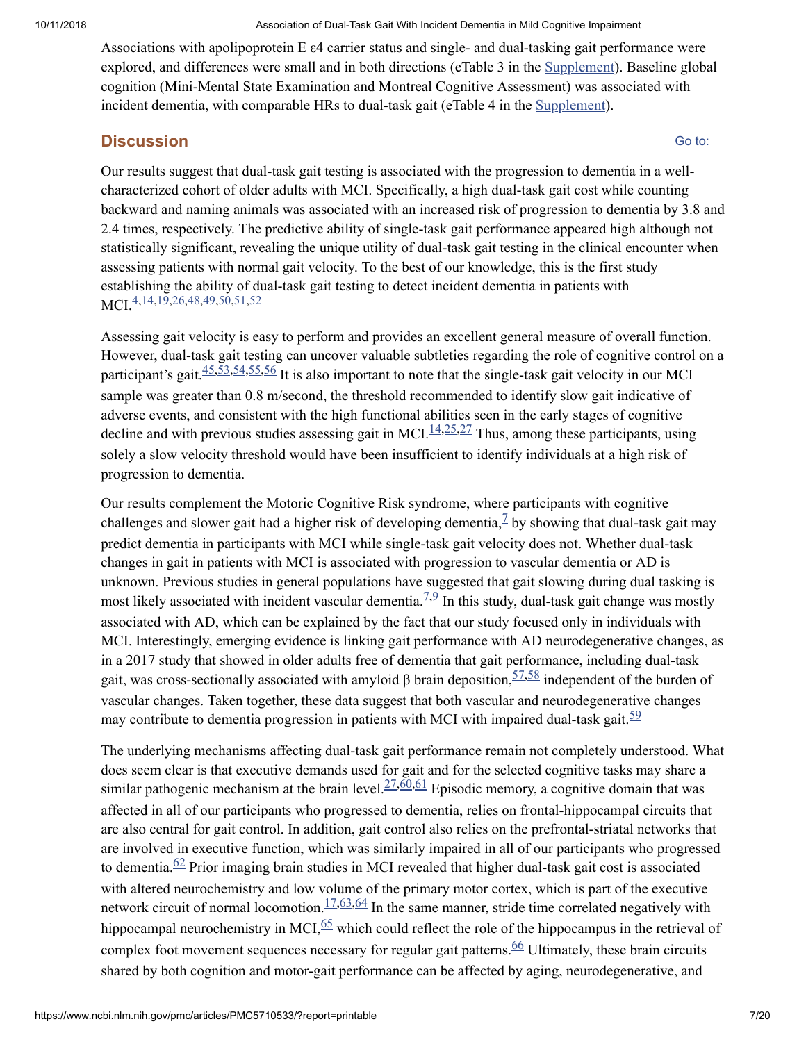Associations with apolipoprotein E ε4 carrier status and single- and dual-tasking gait performance were explored, and differences were small and in both directions (eTable 3 in the Supplement). Baseline global cognition (Mini-Mental State Examination and Montreal Cognitive Assessment) was associated with incident dementia, with comparable HRs to dual-task gait (eTable 4 in the Supplement).

## Discussion

Our results suggest that dual-task gait testing is associated with the progression to dementia in a well-characterized cohort of older adults with MCI. Specifically, a high dual-task gait cost while counting backward and naming animals was associated with an increased risk of progression to dementia by 3.8 and 2.4 times, respectively. The predictive ability of single-task gait performance appeared high although not statistically significant, revealing the unique utility of dual-task gait testing in the clinical encounter when assessing patients with normal gait velocity. To the best of our knowledge, this is the first study establishing the ability of dual-task gait testing to detect incident dementia in patients with MCI.[4,14,19,26,48,49,50,51,52]

Assessing gait velocity is easy to perform and provides an excellent general measure of overall function. However, dual-task gait testing can uncover valuable subtleties regarding the role of cognitive control on a participant's gait.[45,53,54,55,56] It is also important to note that the single-task gait velocity in our MCI sample was greater than 0.8 m/second, the threshold recommended to identify slow gait indicative of adverse events, and consistent with the high functional abilities seen in the early stages of cognitive decline and with previous studies assessing gait in MCI.[14,25,27] Thus, among these participants, using solely a slow velocity threshold would have been insufficient to identify individuals at a high risk of progression to dementia.

Our results complement the Motoric Cognitive Risk syndrome, where participants with cognitive challenges and slower gait had a higher risk of developing dementia,[7] by showing that dual-task gait may predict dementia in participants with MCI while single-task gait velocity does not. Whether dual-task changes in gait in patients with MCI is associated with progression to vascular dementia or AD is unknown. Previous studies in general populations have suggested that gait slowing during dual tasking is most likely associated with incident vascular dementia.[7,9] In this study, dual-task gait change was mostly associated with AD, which can be explained by the fact that our study focused only in individuals with MCI. Interestingly, emerging evidence is linking gait performance with AD neurodegenerative changes, as in a 2017 study that showed in older adults free of dementia that gait performance, including dual-task gait, was cross-sectionally associated with amyloid β brain deposition,[57,58] independent of the burden of vascular changes. Taken together, these data suggest that both vascular and neurodegenerative changes may contribute to dementia progression in patients with MCI with impaired dual-task gait.[59]

The underlying mechanisms affecting dual-task gait performance remain not completely understood. What does seem clear is that executive demands used for gait and for the selected cognitive tasks may share a similar pathogenic mechanism at the brain level.[27,60,61] Episodic memory, a cognitive domain that was affected in all of our participants who progressed to dementia, relies on frontal-hippocampal circuits that are also central for gait control. In addition, gait control also relies on the prefrontal-striatal networks that are involved in executive function, which was similarly impaired in all of our participants who progressed to dementia.[62] Prior imaging brain studies in MCI revealed that higher dual-task gait cost is associated with altered neurochemistry and low volume of the primary motor cortex, which is part of the executive network circuit of normal locomotion.[17,63,64] In the same manner, stride time correlated negatively with hippocampal neurochemistry in MCI,[65] which could reflect the role of the hippocampus in the retrieval of complex foot movement sequences necessary for regular gait patterns.[66] Ultimately, these brain circuits shared by both cognition and motor-gait performance can be affected by aging, neurodegenerative, and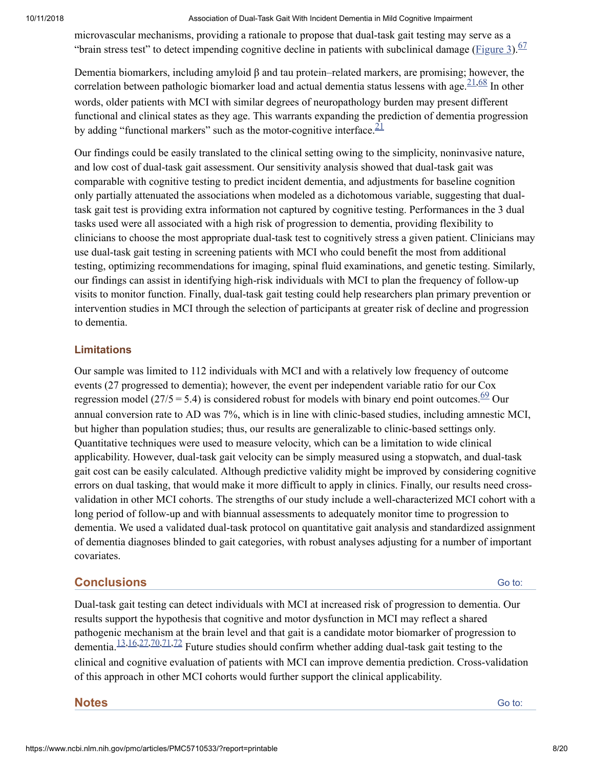microvascular mechanisms, providing a rationale to propose that dual-task gait testing may serve as a "brain stress test" to detect impending cognitive decline in patients with subclinical damage (Figure 3).[67]

Dementia biomarkers, including amyloid β and tau protein–related markers, are promising; however, the correlation between pathologic biomarker load and actual dementia status lessens with age.[21,68] In other words, older patients with MCI with similar degrees of neuropathology burden may present different functional and clinical states as they age. This warrants expanding the prediction of dementia progression by adding "functional markers" such as the motor-cognitive interface.[21]

Our findings could be easily translated to the clinical setting owing to the simplicity, noninvasive nature, and low cost of dual-task gait assessment. Our sensitivity analysis showed that dual-task gait was comparable with cognitive testing to predict incident dementia, and adjustments for baseline cognition only partially attenuated the associations when modeled as a dichotomous variable, suggesting that dual-task gait test is providing extra information not captured by cognitive testing. Performances in the 3 dual tasks used were all associated with a high risk of progression to dementia, providing flexibility to clinicians to choose the most appropriate dual-task test to cognitively stress a given patient. Clinicians may use dual-task gait testing in screening patients with MCI who could benefit the most from additional testing, optimizing recommendations for imaging, spinal fluid examinations, and genetic testing. Similarly, our findings can assist in identifying high-risk individuals with MCI to plan the frequency of follow-up visits to monitor function. Finally, dual-task gait testing could help researchers plan primary prevention or intervention studies in MCI through the selection of participants at greater risk of decline and progression to dementia.

### Limitations

Our sample was limited to 112 individuals with MCI and with a relatively low frequency of outcome events (27 progressed to dementia); however, the event per independent variable ratio for our Cox regression model ($27/5 = 5.4$) is considered robust for models with binary end point outcomes.[69] Our annual conversion rate to AD was 7%, which is in line with clinic-based studies, including amnestic MCI, but higher than population studies; thus, our results are generalizable to clinic-based settings only. Quantitative techniques were used to measure velocity, which can be a limitation to wide clinical applicability. However, dual-task gait velocity can be simply measured using a stopwatch, and dual-task gait cost can be easily calculated. Although predictive validity might be improved by considering cognitive errors on dual tasking, that would make it more difficult to apply in clinics. Finally, our results need cross-validation in other MCI cohorts. The strengths of our study include a well-characterized MCI cohort with a long period of follow-up and with biannual assessments to adequately monitor time to progression to dementia. We used a validated dual-task protocol on quantitative gait analysis and standardized assignment of dementia diagnoses blinded to gait categories, with robust analyses adjusting for a number of important covariates.

## Conclusions

Dual-task gait testing can detect individuals with MCI at increased risk of progression to dementia. Our results support the hypothesis that cognitive and motor dysfunction in MCI may reflect a shared pathogenic mechanism at the brain level and that gait is a candidate motor biomarker of progression to dementia.[13,16,27,70,71,72] Future studies should confirm whether adding dual-task gait testing to the clinical and cognitive evaluation of patients with MCI can improve dementia prediction. Cross-validation of this approach in other MCI cohorts would further support the clinical applicability.

## Notes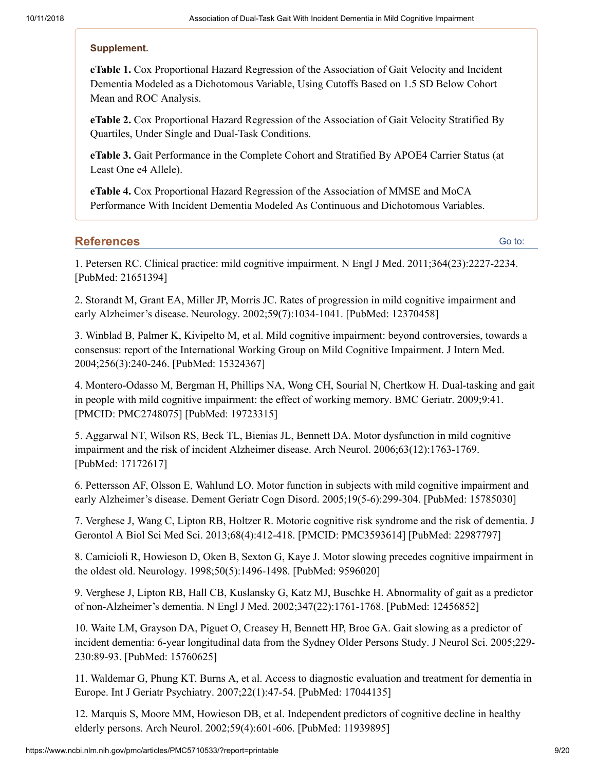**Supplement.**

**eTable 1.** Cox Proportional Hazard Regression of the Association of Gait Velocity and Incident Dementia Modeled as a Dichotomous Variable, Using Cutoffs Based on 1.5 SD Below Cohort Mean and ROC Analysis.

**eTable 2.** Cox Proportional Hazard Regression of the Association of Gait Velocity Stratified By Quartiles, Under Single and Dual-Task Conditions.

**eTable 3.** Gait Performance in the Complete Cohort and Stratified By APOE4 Carrier Status (at Least One e4 Allele).

**eTable 4.** Cox Proportional Hazard Regression of the Association of MMSE and MoCA Performance With Incident Dementia Modeled As Continuous and Dichotomous Variables.

## References

1. Petersen RC. Clinical practice: mild cognitive impairment. N Engl J Med. 2011;364(23):2227-2234. [PubMed: 21651394]

2. Storandt M, Grant EA, Miller JP, Morris JC. Rates of progression in mild cognitive impairment and early Alzheimer's disease. Neurology. 2002;59(7):1034-1041. [PubMed: 12370458]

3. Winblad B, Palmer K, Kivipelto M, et al. Mild cognitive impairment: beyond controversies, towards a consensus: report of the International Working Group on Mild Cognitive Impairment. J Intern Med. 2004;256(3):240-246. [PubMed: 15324367]

4. Montero-Odasso M, Bergman H, Phillips NA, Wong CH, Sourial N, Chertkow H. Dual-tasking and gait in people with mild cognitive impairment: the effect of working memory. BMC Geriatr. 2009;9:41. [PMCID: PMC2748075] [PubMed: 19723315]

5. Aggarwal NT, Wilson RS, Beck TL, Bienias JL, Bennett DA. Motor dysfunction in mild cognitive impairment and the risk of incident Alzheimer disease. Arch Neurol. 2006;63(12):1763-1769. [PubMed: 17172617]

6. Pettersson AF, Olsson E, Wahlund LO. Motor function in subjects with mild cognitive impairment and early Alzheimer's disease. Dement Geriatr Cogn Disord. 2005;19(5-6):299-304. [PubMed: 15785030]

7. Verghese J, Wang C, Lipton RB, Holtzer R. Motoric cognitive risk syndrome and the risk of dementia. J Gerontol A Biol Sci Med Sci. 2013;68(4):412-418. [PMCID: PMC3593614] [PubMed: 22987797]

8. Camicioli R, Howieson D, Oken B, Sexton G, Kaye J. Motor slowing precedes cognitive impairment in the oldest old. Neurology. 1998;50(5):1496-1498. [PubMed: 9596020]

9. Verghese J, Lipton RB, Hall CB, Kuslansky G, Katz MJ, Buschke H. Abnormality of gait as a predictor of non-Alzheimer's dementia. N Engl J Med. 2002;347(22):1761-1768. [PubMed: 12456852]

10. Waite LM, Grayson DA, Piguet O, Creasey H, Bennett HP, Broe GA. Gait slowing as a predictor of incident dementia: 6-year longitudinal data from the Sydney Older Persons Study. J Neurol Sci. 2005;229-230:89-93. [PubMed: 15760625]

11. Waldemar G, Phung KT, Burns A, et al. Access to diagnostic evaluation and treatment for dementia in Europe. Int J Geriatr Psychiatry. 2007;22(1):47-54. [PubMed: 17044135]

12. Marquis S, Moore MM, Howieson DB, et al. Independent predictors of cognitive decline in healthy elderly persons. Arch Neurol. 2002;59(4):601-606. [PubMed: 11939895]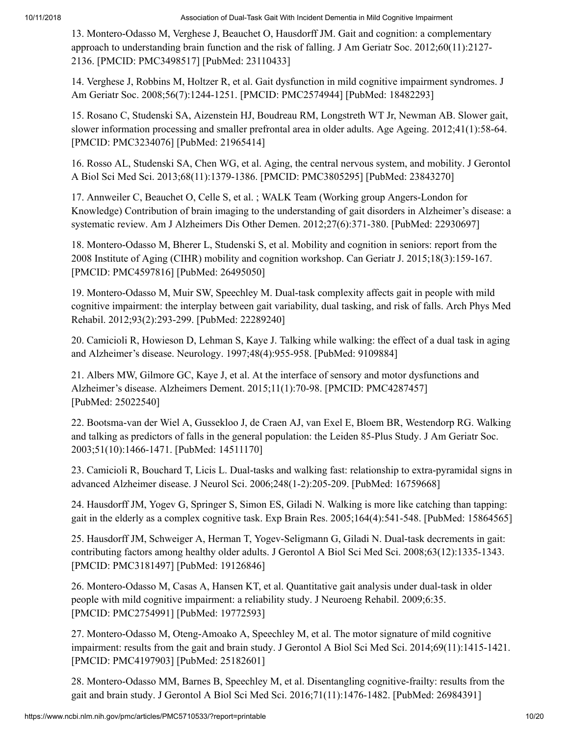13. Montero-Odasso M, Verghese J, Beauchet O, Hausdorff JM. Gait and cognition: a complementary approach to understanding brain function and the risk of falling. J Am Geriatr Soc. 2012;60(11):2127-2136. [PMCID: PMC3498517] [PubMed: 23110433]

14. Verghese J, Robbins M, Holtzer R, et al. Gait dysfunction in mild cognitive impairment syndromes. J Am Geriatr Soc. 2008;56(7):1244-1251. [PMCID: PMC2574944] [PubMed: 18482293]

15. Rosano C, Studenski SA, Aizenstein HJ, Boudreau RM, Longstreth WT Jr, Newman AB. Slower gait, slower information processing and smaller prefrontal area in older adults. Age Ageing. 2012;41(1):58-64. [PMCID: PMC3234076] [PubMed: 21965414]

16. Rosso AL, Studenski SA, Chen WG, et al. Aging, the central nervous system, and mobility. J Gerontol A Biol Sci Med Sci. 2013;68(11):1379-1386. [PMCID: PMC3805295] [PubMed: 23843270]

17. Annweiler C, Beauchet O, Celle S, et al. ; WALK Team (Working group Angers-London for Knowledge) Contribution of brain imaging to the understanding of gait disorders in Alzheimer's disease: a systematic review. Am J Alzheimers Dis Other Demen. 2012;27(6):371-380. [PubMed: 22930697]

18. Montero-Odasso M, Bherer L, Studenski S, et al. Mobility and cognition in seniors: report from the 2008 Institute of Aging (CIHR) mobility and cognition workshop. Can Geriatr J. 2015;18(3):159-167. [PMCID: PMC4597816] [PubMed: 26495050]

19. Montero-Odasso M, Muir SW, Speechley M. Dual-task complexity affects gait in people with mild cognitive impairment: the interplay between gait variability, dual tasking, and risk of falls. Arch Phys Med Rehabil. 2012;93(2):293-299. [PubMed: 22289240]

20. Camicioli R, Howieson D, Lehman S, Kaye J. Talking while walking: the effect of a dual task in aging and Alzheimer's disease. Neurology. 1997;48(4):955-958. [PubMed: 9109884]

21. Albers MW, Gilmore GC, Kaye J, et al. At the interface of sensory and motor dysfunctions and Alzheimer's disease. Alzheimers Dement. 2015;11(1):70-98. [PMCID: PMC4287457] [PubMed: 25022540]

22. Bootsma-van der Wiel A, Gussekloo J, de Craen AJ, van Exel E, Bloem BR, Westendorp RG. Walking and talking as predictors of falls in the general population: the Leiden 85-Plus Study. J Am Geriatr Soc. 2003;51(10):1466-1471. [PubMed: 14511170]

23. Camicioli R, Bouchard T, Licis L. Dual-tasks and walking fast: relationship to extra-pyramidal signs in advanced Alzheimer disease. J Neurol Sci. 2006;248(1-2):205-209. [PubMed: 16759668]

24. Hausdorff JM, Yogev G, Springer S, Simon ES, Giladi N. Walking is more like catching than tapping: gait in the elderly as a complex cognitive task. Exp Brain Res. 2005;164(4):541-548. [PubMed: 15864565]

25. Hausdorff JM, Schweiger A, Herman T, Yogev-Seligmann G, Giladi N. Dual-task decrements in gait: contributing factors among healthy older adults. J Gerontol A Biol Sci Med Sci. 2008;63(12):1335-1343. [PMCID: PMC3181497] [PubMed: 19126846]

26. Montero-Odasso M, Casas A, Hansen KT, et al. Quantitative gait analysis under dual-task in older people with mild cognitive impairment: a reliability study. J Neuroeng Rehabil. 2009;6:35. [PMCID: PMC2754991] [PubMed: 19772593]

27. Montero-Odasso M, Oteng-Amoako A, Speechley M, et al. The motor signature of mild cognitive impairment: results from the gait and brain study. J Gerontol A Biol Sci Med Sci. 2014;69(11):1415-1421. [PMCID: PMC4197903] [PubMed: 25182601]

28. Montero-Odasso MM, Barnes B, Speechley M, et al. Disentangling cognitive-frailty: results from the gait and brain study. J Gerontol A Biol Sci Med Sci. 2016;71(11):1476-1482. [PubMed: 26984391]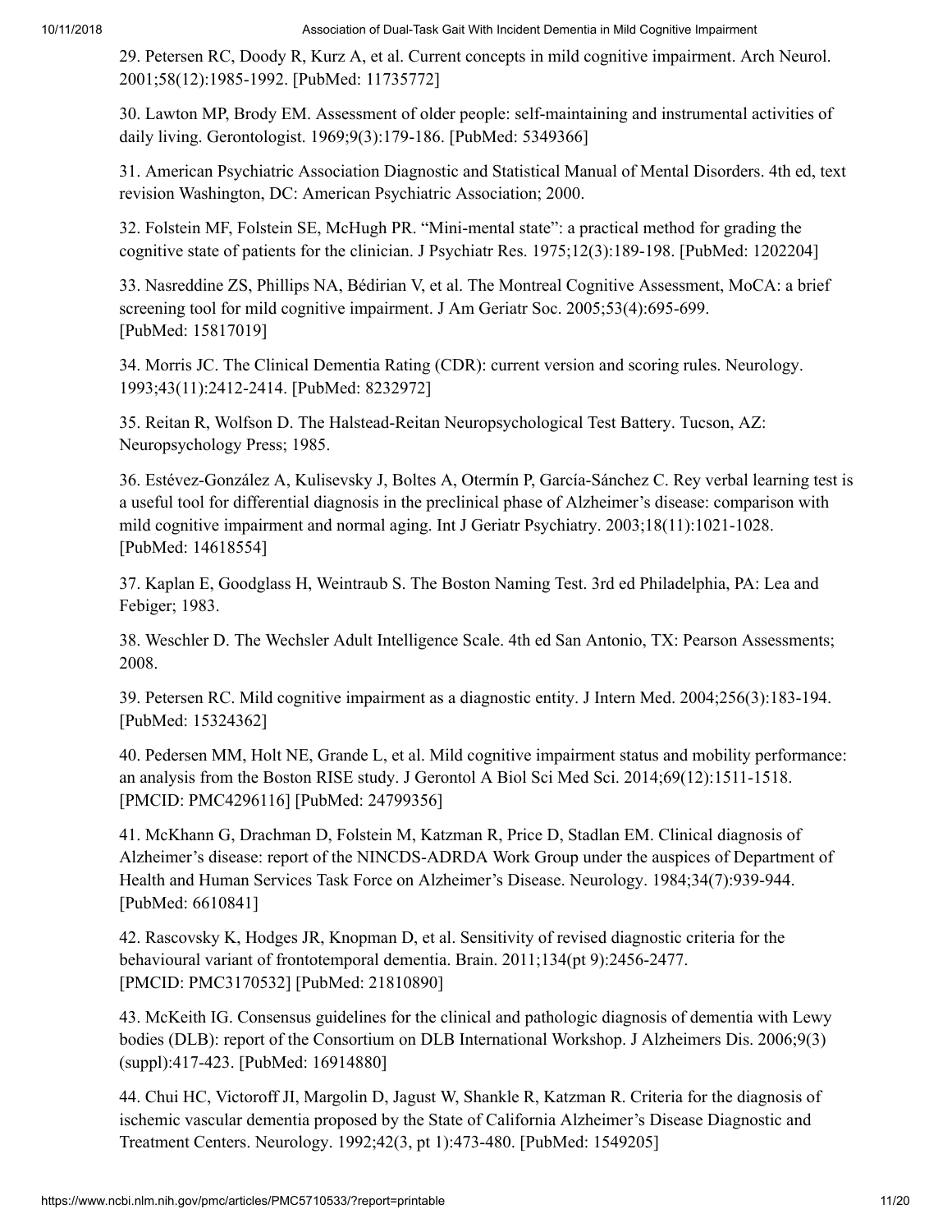29. Petersen RC, Doody R, Kurz A, et al. Current concepts in mild cognitive impairment. Arch Neurol. 2001;58(12):1985-1992. [PubMed: 11735772]

30. Lawton MP, Brody EM. Assessment of older people: self-maintaining and instrumental activities of daily living. Gerontologist. 1969;9(3):179-186. [PubMed: 5349366]

31. American Psychiatric Association Diagnostic and Statistical Manual of Mental Disorders. 4th ed, text revision Washington, DC: American Psychiatric Association; 2000.

32. Folstein MF, Folstein SE, McHugh PR. "Mini-mental state": a practical method for grading the cognitive state of patients for the clinician. J Psychiatr Res. 1975;12(3):189-198. [PubMed: 1202204]

33. Nasreddine ZS, Phillips NA, Bédirian V, et al. The Montreal Cognitive Assessment, MoCA: a brief screening tool for mild cognitive impairment. J Am Geriatr Soc. 2005;53(4):695-699. [PubMed: 15817019]

34. Morris JC. The Clinical Dementia Rating (CDR): current version and scoring rules. Neurology. 1993;43(11):2412-2414. [PubMed: 8232972]

35. Reitan R, Wolfson D. The Halstead-Reitan Neuropsychological Test Battery. Tucson, AZ: Neuropsychology Press; 1985.

36. Estévez-González A, Kulisevsky J, Boltes A, Otermín P, García-Sánchez C. Rey verbal learning test is a useful tool for differential diagnosis in the preclinical phase of Alzheimer's disease: comparison with mild cognitive impairment and normal aging. Int J Geriatr Psychiatry. 2003;18(11):1021-1028. [PubMed: 14618554]

37. Kaplan E, Goodglass H, Weintraub S. The Boston Naming Test. 3rd ed Philadelphia, PA: Lea and Febiger; 1983.

38. Weschler D. The Wechsler Adult Intelligence Scale. 4th ed San Antonio, TX: Pearson Assessments; 2008.

39. Petersen RC. Mild cognitive impairment as a diagnostic entity. J Intern Med. 2004;256(3):183-194. [PubMed: 15324362]

40. Pedersen MM, Holt NE, Grande L, et al. Mild cognitive impairment status and mobility performance: an analysis from the Boston RISE study. J Gerontol A Biol Sci Med Sci. 2014;69(12):1511-1518. [PMCID: PMC4296116] [PubMed: 24799356]

41. McKhann G, Drachman D, Folstein M, Katzman R, Price D, Stadlan EM. Clinical diagnosis of Alzheimer's disease: report of the NINCDS-ADRDA Work Group under the auspices of Department of Health and Human Services Task Force on Alzheimer's Disease. Neurology. 1984;34(7):939-944. [PubMed: 6610841]

42. Rascovsky K, Hodges JR, Knopman D, et al. Sensitivity of revised diagnostic criteria for the behavioural variant of frontotemporal dementia. Brain. 2011;134(pt 9):2456-2477. [PMCID: PMC3170532] [PubMed: 21810890]

43. McKeith IG. Consensus guidelines for the clinical and pathologic diagnosis of dementia with Lewy bodies (DLB): report of the Consortium on DLB International Workshop. J Alzheimers Dis. 2006;9(3) (suppl):417-423. [PubMed: 16914880]

44. Chui HC, Victoroff JI, Margolin D, Jagust W, Shankle R, Katzman R. Criteria for the diagnosis of ischemic vascular dementia proposed by the State of California Alzheimer's Disease Diagnostic and Treatment Centers. Neurology. 1992;42(3, pt 1):473-480. [PubMed: 1549205]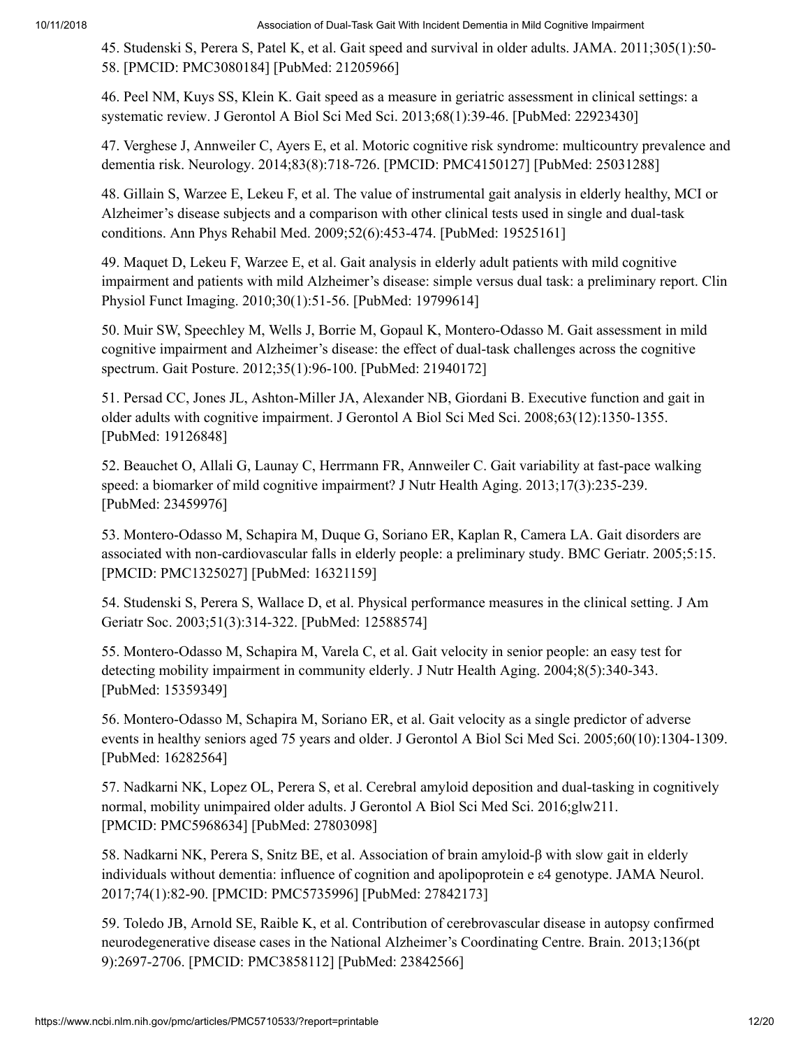45. Studenski S, Perera S, Patel K, et al. Gait speed and survival in older adults. JAMA. 2011;305(1):50-58. [PMCID: PMC3080184] [PubMed: 21205966]

46. Peel NM, Kuys SS, Klein K. Gait speed as a measure in geriatric assessment in clinical settings: a systematic review. J Gerontol A Biol Sci Med Sci. 2013;68(1):39-46. [PubMed: 22923430]

47. Verghese J, Annweiler C, Ayers E, et al. Motoric cognitive risk syndrome: multicountry prevalence and dementia risk. Neurology. 2014;83(8):718-726. [PMCID: PMC4150127] [PubMed: 25031288]

48. Gillain S, Warzee E, Lekeu F, et al. The value of instrumental gait analysis in elderly healthy, MCI or Alzheimer's disease subjects and a comparison with other clinical tests used in single and dual-task conditions. Ann Phys Rehabil Med. 2009;52(6):453-474. [PubMed: 19525161]

49. Maquet D, Lekeu F, Warzee E, et al. Gait analysis in elderly adult patients with mild cognitive impairment and patients with mild Alzheimer's disease: simple versus dual task: a preliminary report. Clin Physiol Funct Imaging. 2010;30(1):51-56. [PubMed: 19799614]

50. Muir SW, Speechley M, Wells J, Borrie M, Gopaul K, Montero-Odasso M. Gait assessment in mild cognitive impairment and Alzheimer's disease: the effect of dual-task challenges across the cognitive spectrum. Gait Posture. 2012;35(1):96-100. [PubMed: 21940172]

51. Persad CC, Jones JL, Ashton-Miller JA, Alexander NB, Giordani B. Executive function and gait in older adults with cognitive impairment. J Gerontol A Biol Sci Med Sci. 2008;63(12):1350-1355. [PubMed: 19126848]

52. Beauchet O, Allali G, Launay C, Herrmann FR, Annweiler C. Gait variability at fast-pace walking speed: a biomarker of mild cognitive impairment? J Nutr Health Aging. 2013;17(3):235-239. [PubMed: 23459976]

53. Montero-Odasso M, Schapira M, Duque G, Soriano ER, Kaplan R, Camera LA. Gait disorders are associated with non-cardiovascular falls in elderly people: a preliminary study. BMC Geriatr. 2005;5:15. [PMCID: PMC1325027] [PubMed: 16321159]

54. Studenski S, Perera S, Wallace D, et al. Physical performance measures in the clinical setting. J Am Geriatr Soc. 2003;51(3):314-322. [PubMed: 12588574]

55. Montero-Odasso M, Schapira M, Varela C, et al. Gait velocity in senior people: an easy test for detecting mobility impairment in community elderly. J Nutr Health Aging. 2004;8(5):340-343. [PubMed: 15359349]

56. Montero-Odasso M, Schapira M, Soriano ER, et al. Gait velocity as a single predictor of adverse events in healthy seniors aged 75 years and older. J Gerontol A Biol Sci Med Sci. 2005;60(10):1304-1309. [PubMed: 16282564]

57. Nadkarni NK, Lopez OL, Perera S, et al. Cerebral amyloid deposition and dual-tasking in cognitively normal, mobility unimpaired older adults. J Gerontol A Biol Sci Med Sci. 2016;glw211. [PMCID: PMC5968634] [PubMed: 27803098]

58. Nadkarni NK, Perera S, Snitz BE, et al. Association of brain amyloid-β with slow gait in elderly individuals without dementia: influence of cognition and apolipoprotein e ε4 genotype. JAMA Neurol. 2017;74(1):82-90. [PMCID: PMC5735996] [PubMed: 27842173]

59. Toledo JB, Arnold SE, Raible K, et al. Contribution of cerebrovascular disease in autopsy confirmed neurodegenerative disease cases in the National Alzheimer's Coordinating Centre. Brain. 2013;136(pt 9):2697-2706. [PMCID: PMC3858112] [PubMed: 23842566]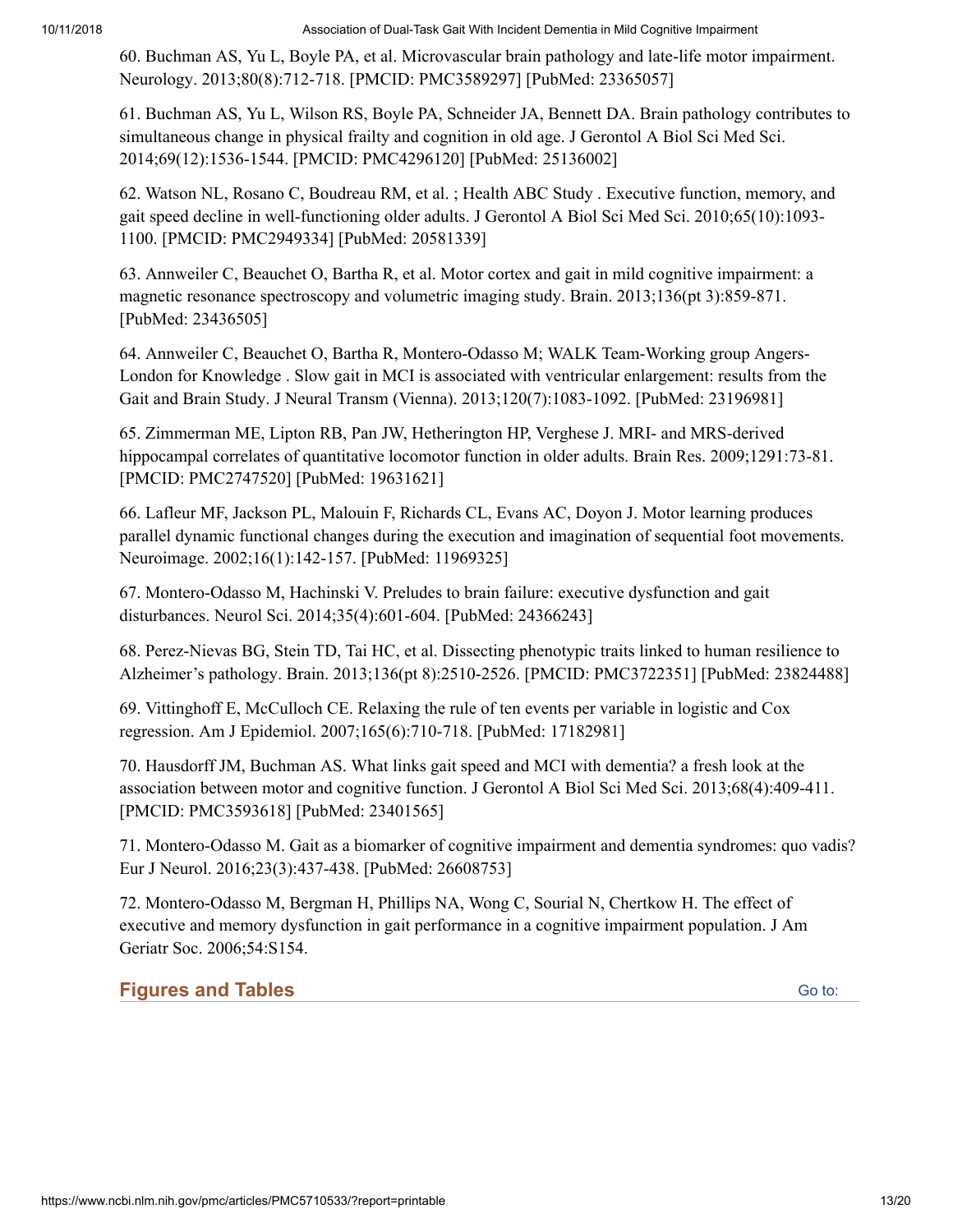60. Buchman AS, Yu L, Boyle PA, et al. Microvascular brain pathology and late-life motor impairment. Neurology. 2013;80(8):712-718. [PMCID: PMC3589297] [PubMed: 23365057]

61. Buchman AS, Yu L, Wilson RS, Boyle PA, Schneider JA, Bennett DA. Brain pathology contributes to simultaneous change in physical frailty and cognition in old age. J Gerontol A Biol Sci Med Sci. 2014;69(12):1536-1544. [PMCID: PMC4296120] [PubMed: 25136002]

62. Watson NL, Rosano C, Boudreau RM, et al. ; Health ABC Study . Executive function, memory, and gait speed decline in well-functioning older adults. J Gerontol A Biol Sci Med Sci. 2010;65(10):1093-1100. [PMCID: PMC2949334] [PubMed: 20581339]

63. Annweiler C, Beauchet O, Bartha R, et al. Motor cortex and gait in mild cognitive impairment: a magnetic resonance spectroscopy and volumetric imaging study. Brain. 2013;136(pt 3):859-871. [PubMed: 23436505]

64. Annweiler C, Beauchet O, Bartha R, Montero-Odasso M; WALK Team-Working group Angers-London for Knowledge . Slow gait in MCI is associated with ventricular enlargement: results from the Gait and Brain Study. J Neural Transm (Vienna). 2013;120(7):1083-1092. [PubMed: 23196981]

65. Zimmerman ME, Lipton RB, Pan JW, Hetherington HP, Verghese J. MRI- and MRS-derived hippocampal correlates of quantitative locomotor function in older adults. Brain Res. 2009;1291:73-81. [PMCID: PMC2747520] [PubMed: 19631621]

66. Lafleur MF, Jackson PL, Malouin F, Richards CL, Evans AC, Doyon J. Motor learning produces parallel dynamic functional changes during the execution and imagination of sequential foot movements. Neuroimage. 2002;16(1):142-157. [PubMed: 11969325]

67. Montero-Odasso M, Hachinski V. Preludes to brain failure: executive dysfunction and gait disturbances. Neurol Sci. 2014;35(4):601-604. [PubMed: 24366243]

68. Perez-Nievas BG, Stein TD, Tai HC, et al. Dissecting phenotypic traits linked to human resilience to Alzheimer's pathology. Brain. 2013;136(pt 8):2510-2526. [PMCID: PMC3722351] [PubMed: 23824488]

69. Vittinghoff E, McCulloch CE. Relaxing the rule of ten events per variable in logistic and Cox regression. Am J Epidemiol. 2007;165(6):710-718. [PubMed: 17182981]

70. Hausdorff JM, Buchman AS. What links gait speed and MCI with dementia? a fresh look at the association between motor and cognitive function. J Gerontol A Biol Sci Med Sci. 2013;68(4):409-411. [PMCID: PMC3593618] [PubMed: 23401565]

71. Montero-Odasso M. Gait as a biomarker of cognitive impairment and dementia syndromes: quo vadis? Eur J Neurol. 2016;23(3):437-438. [PubMed: 26608753]

72. Montero-Odasso M, Bergman H, Phillips NA, Wong C, Sourial N, Chertkow H. The effect of executive and memory dysfunction in gait performance in a cognitive impairment population. J Am Geriatr Soc. 2006;54:S154.

## Figures and Tables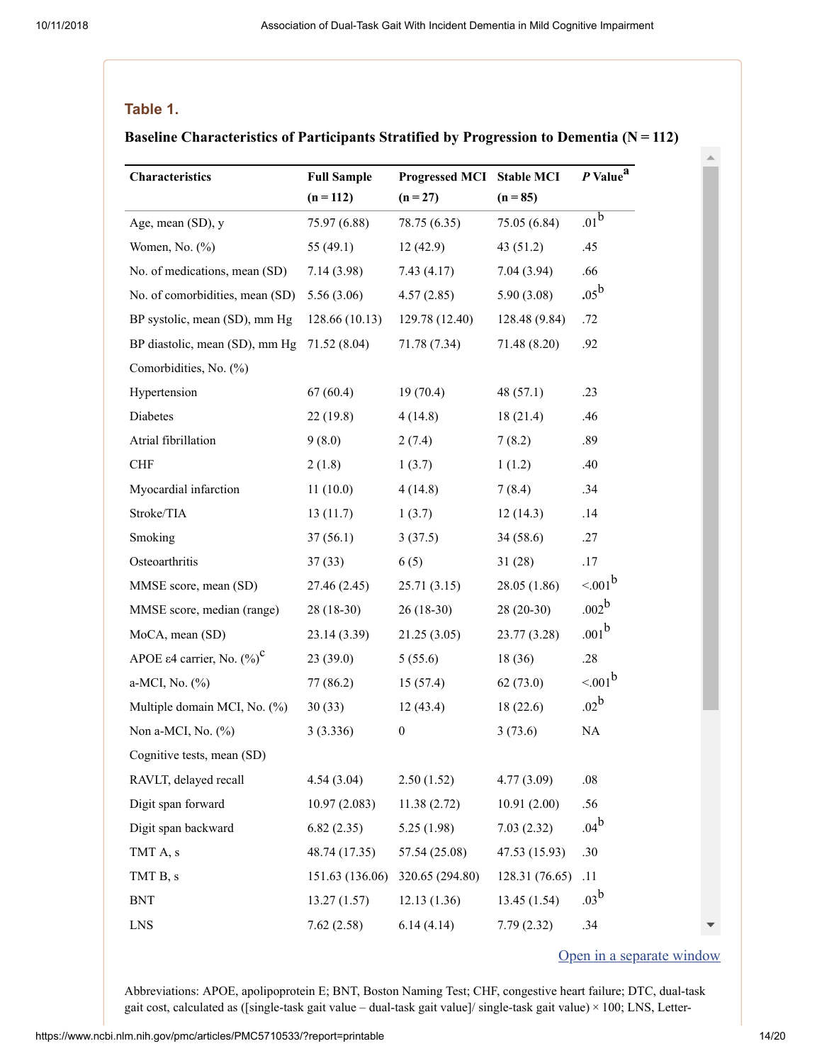## Table 1.

**Baseline Characteristics of Participants Stratified by Progression to Dementia (N = 112)**

| Characteristics | Full Sample (n = 112) | Progressed MCI (n = 27) | Stable MCI (n = 85) | *P* Value[a] |
|---|---|---|---|---|
| Age, mean (SD), y | 75.97 (6.88) | 78.75 (6.35) | 75.05 (6.84) | .01[b] |
| Women, No. (%) | 55 (49.1) | 12 (42.9) | 43 (51.2) | .45 |
| No. of medications, mean (SD) | 7.14 (3.98) | 7.43 (4.17) | 7.04 (3.94) | .66 |
| No. of comorbidities, mean (SD) | 5.56 (3.06) | 4.57 (2.85) | 5.90 (3.08) | .05[b] |
| BP systolic, mean (SD), mm Hg | 128.66 (10.13) | 129.78 (12.40) | 128.48 (9.84) | .72 |
| BP diastolic, mean (SD), mm Hg | 71.52 (8.04) | 71.78 (7.34) | 71.48 (8.20) | .92 |
| Comorbidities, No. (%) | | | | |
| Hypertension | 67 (60.4) | 19 (70.4) | 48 (57.1) | .23 |
| Diabetes | 22 (19.8) | 4 (14.8) | 18 (21.4) | .46 |
| Atrial fibrillation | 9 (8.0) | 2 (7.4) | 7 (8.2) | .89 |
| CHF | 2 (1.8) | 1 (3.7) | 1 (1.2) | .40 |
| Myocardial infarction | 11 (10.0) | 4 (14.8) | 7 (8.4) | .34 |
| Stroke/TIA | 13 (11.7) | 1 (3.7) | 12 (14.3) | .14 |
| Smoking | 37 (56.1) | 3 (37.5) | 34 (58.6) | .27 |
| Osteoarthritis | 37 (33) | 6 (5) | 31 (28) | .17 |
| MMSE score, mean (SD) | 27.46 (2.45) | 25.71 (3.15) | 28.05 (1.86) | <.001[b] |
| MMSE score, median (range) | 28 (18-30) | 26 (18-30) | 28 (20-30) | .002[b] |
| MoCA, mean (SD) | 23.14 (3.39) | 21.25 (3.05) | 23.77 (3.28) | .001[b] |
| APOE ε4 carrier, No. (%)[c] | 23 (39.0) | 5 (55.6) | 18 (36) | .28 |
| a-MCI, No. (%) | 77 (86.2) | 15 (57.4) | 62 (73.0) | <.001[b] |
| Multiple domain MCI, No. (%) | 30 (33) | 12 (43.4) | 18 (22.6) | .02[b] |
| Non a-MCI, No. (%) | 3 (3.336) | 0 | 3 (73.6) | NA |
| Cognitive tests, mean (SD) | | | | |
| RAVLT, delayed recall | 4.54 (3.04) | 2.50 (1.52) | 4.77 (3.09) | .08 |
| Digit span forward | 10.97 (2.083) | 11.38 (2.72) | 10.91 (2.00) | .56 |
| Digit span backward | 6.82 (2.35) | 5.25 (1.98) | 7.03 (2.32) | .04[b] |
| TMT A, s | 48.74 (17.35) | 57.54 (25.08) | 47.53 (15.93) | .30 |
| TMT B, s | 151.63 (136.06) | 320.65 (294.80) | 128.31 (76.65) | .11 |
| BNT | 13.27 (1.57) | 12.13 (1.36) | 13.45 (1.54) | .03[b] |
| LNS | 7.62 (2.58) | 6.14 (4.14) | 7.79 (2.32) | .34 |

Abbreviations: APOE, apolipoprotein E; BNT, Boston Naming Test; CHF, congestive heart failure; DTC, dual-task gait cost, calculated as ([single-task gait value – dual-task gait value]/ single-task gait value) × 100; LNS, Letter-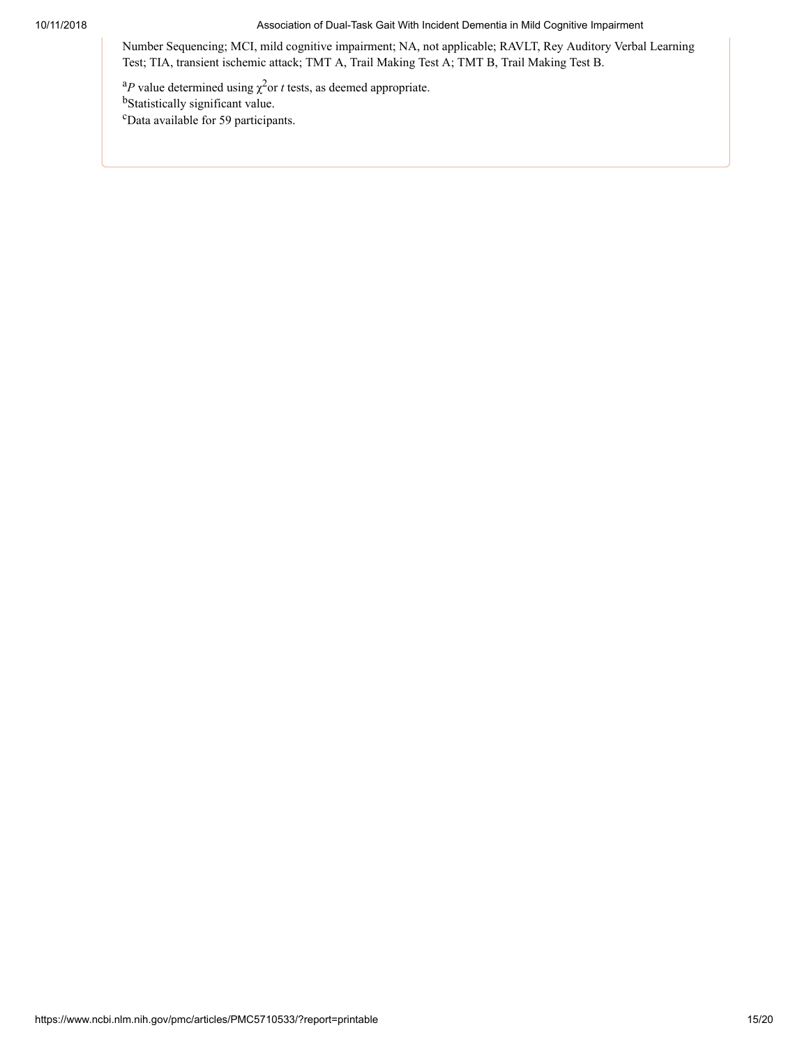Number Sequencing; MCI, mild cognitive impairment; NA, not applicable; RAVLT, Rey Auditory Verbal Learning Test; TIA, transient ischemic attack; TMT A, Trail Making Test A; TMT B, Trail Making Test B.

[a] *P* value determined using $\chi^2$ or *t* tests, as deemed appropriate.
[b] Statistically significant value.
[c] Data available for 59 participants.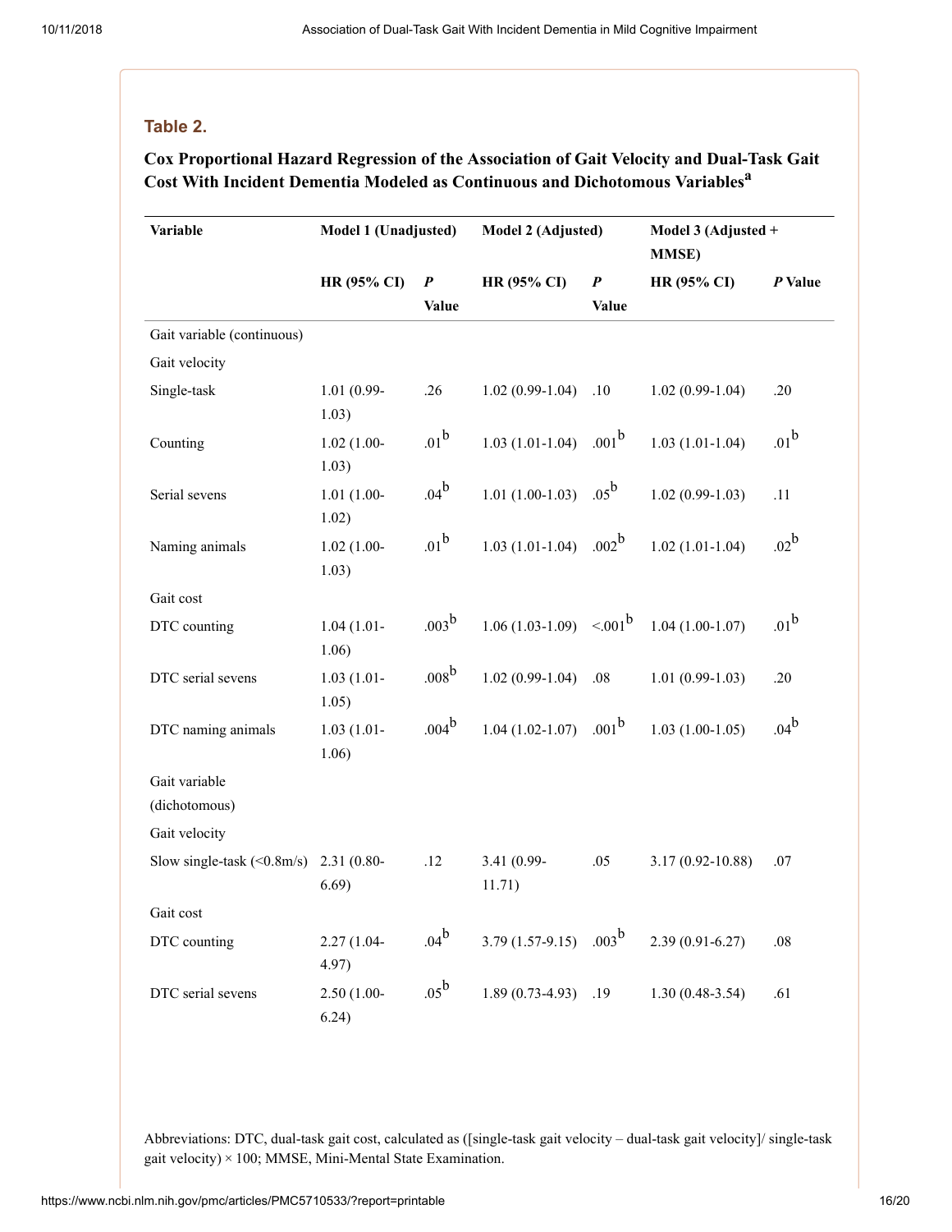### Table 2.

**Cox Proportional Hazard Regression of the Association of Gait Velocity and Dual-Task Gait Cost With Incident Dementia Modeled as Continuous and Dichotomous Variables[a]**

| Variable | Model 1 (Unadjusted) | | Model 2 (Adjusted) | | Model 3 (Adjusted + MMSE) | |
|---|---|---|---|---|---|---|
| | HR (95% CI) | *P* Value | HR (95% CI) | *P* Value | HR (95% CI) | *P* Value |
| Gait variable (continuous) | | | | | | |
| Gait velocity | | | | | | |
| Single-task | 1.01 (0.99-1.03) | .26 | 1.02 (0.99-1.04) | .10 | 1.02 (0.99-1.04) | .20 |
| Counting | 1.02 (1.00-1.03) | .01[b] | 1.03 (1.01-1.04) | .001[b] | 1.03 (1.01-1.04) | .01[b] |
| Serial sevens | 1.01 (1.00-1.02) | .04[b] | 1.01 (1.00-1.03) | .05[b] | 1.02 (0.99-1.03) | .11 |
| Naming animals | 1.02 (1.00-1.03) | .01[b] | 1.03 (1.01-1.04) | .002[b] | 1.02 (1.01-1.04) | .02[b] |
| Gait cost | | | | | | |
| DTC counting | 1.04 (1.01-1.06) | .003[b] | 1.06 (1.03-1.09) | <.001[b] | 1.04 (1.00-1.07) | .01[b] |
| DTC serial sevens | 1.03 (1.01-1.05) | .008[b] | 1.02 (0.99-1.04) | .08 | 1.01 (0.99-1.03) | .20 |
| DTC naming animals | 1.03 (1.01-1.06) | .004[b] | 1.04 (1.02-1.07) | .001[b] | 1.03 (1.00-1.05) | .04[b] |
| Gait variable (dichotomous) | | | | | | |
| Gait velocity | | | | | | |
| Slow single-task (<0.8m/s) | 2.31 (0.80-6.69) | .12 | 3.41 (0.99-11.71) | .05 | 3.17 (0.92-10.88) | .07 |
| Gait cost | | | | | | |
| DTC counting | 2.27 (1.04-4.97) | .04[b] | 3.79 (1.57-9.15) | .003[b] | 2.39 (0.91-6.27) | .08 |
| DTC serial sevens | 2.50 (1.00-6.24) | .05[b] | 1.89 (0.73-4.93) | .19 | 1.30 (0.48-3.54) | .61 |

Abbreviations: DTC, dual-task gait cost, calculated as ([single-task gait velocity – dual-task gait velocity]/ single-task gait velocity) × 100; MMSE, Mini-Mental State Examination.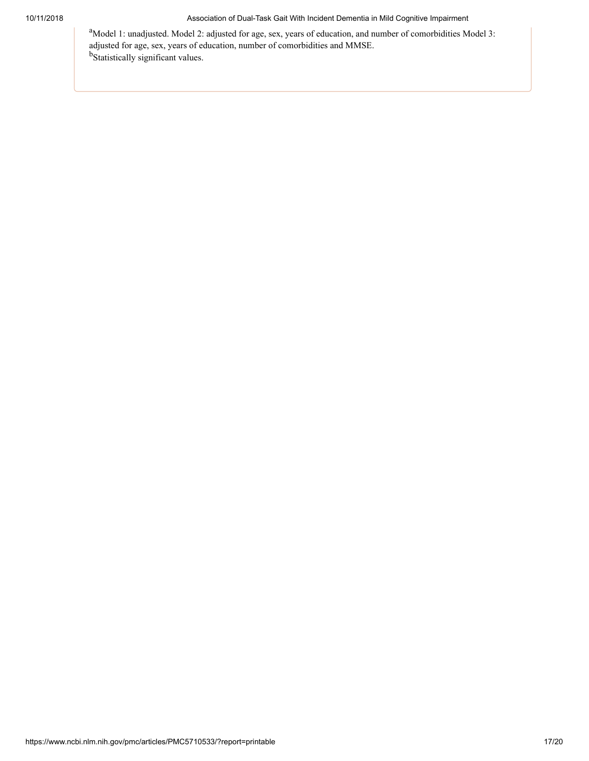[a]Model 1: unadjusted. Model 2: adjusted for age, sex, years of education, and number of comorbidities Model 3: adjusted for age, sex, years of education, number of comorbidities and MMSE.
[b]Statistically significant values.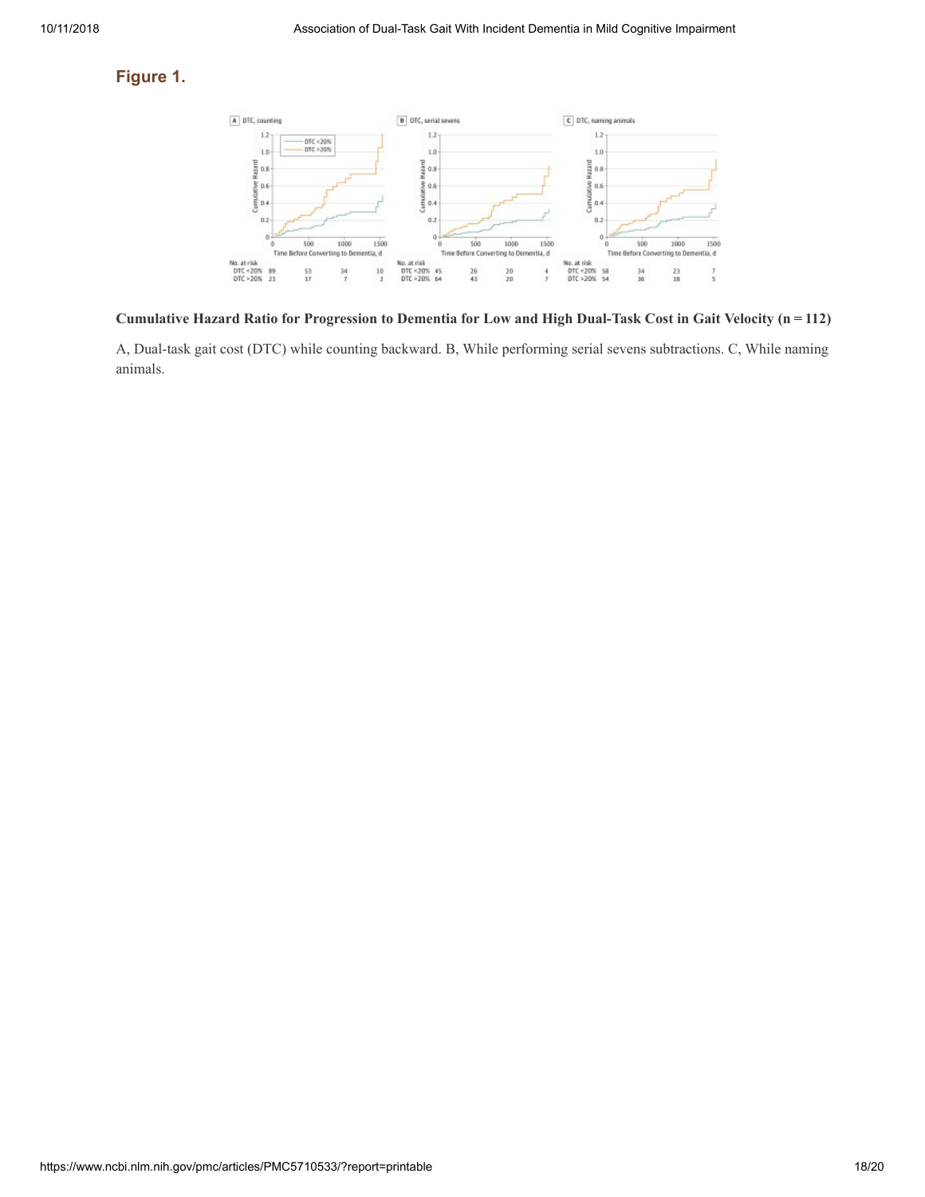## Figure 1.

**Cumulative Hazard Ratio for Progression to Dementia for Low and High Dual-Task Cost in Gait Velocity (n = 112)**

A, Dual-task gait cost (DTC) while counting backward. B, While performing serial sevens subtractions. C, While naming animals.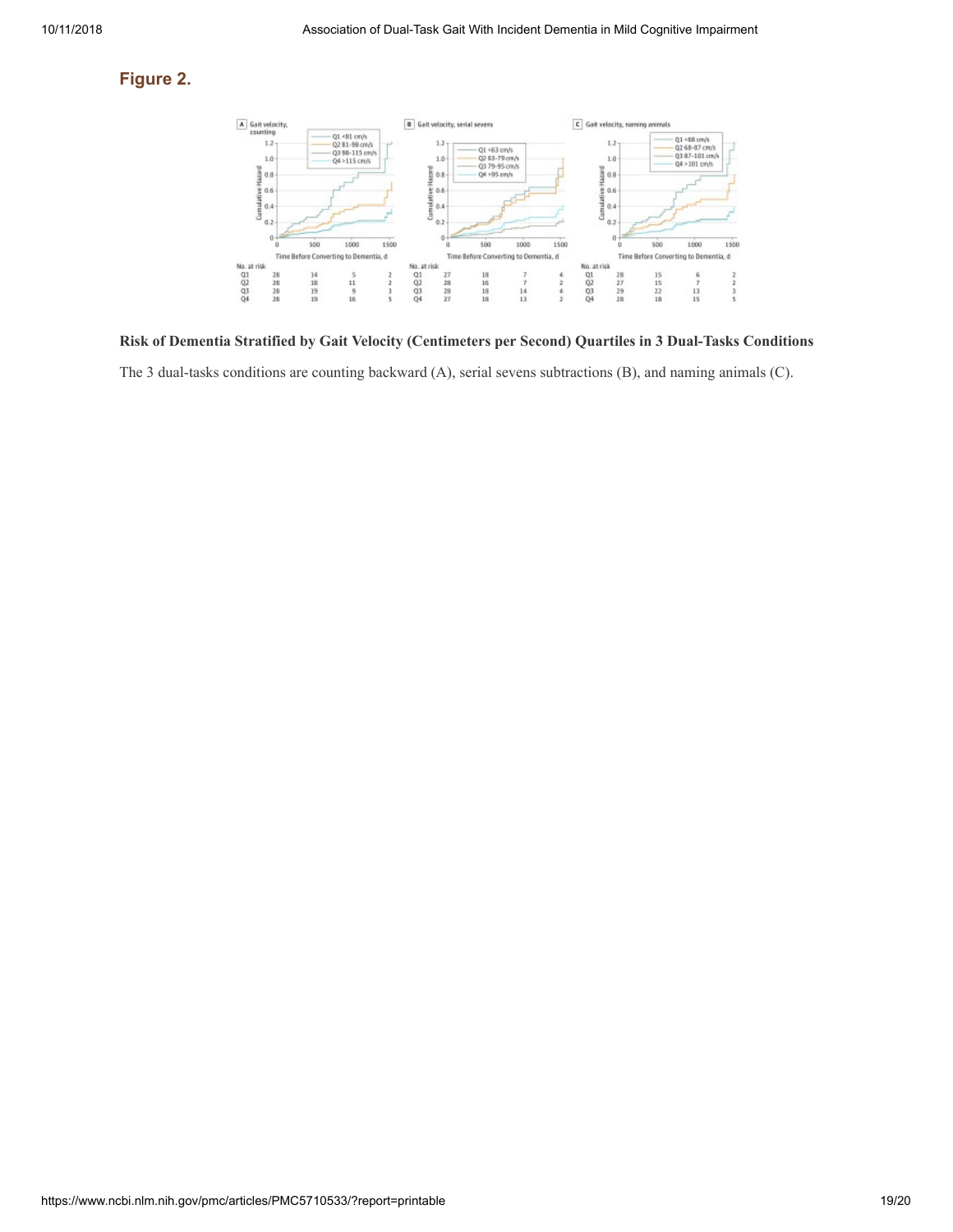## Figure 2.

**Risk of Dementia Stratified by Gait Velocity (Centimeters per Second) Quartiles in 3 Dual-Tasks Conditions**

The 3 dual-tasks conditions are counting backward (A), serial sevens subtractions (B), and naming animals (C).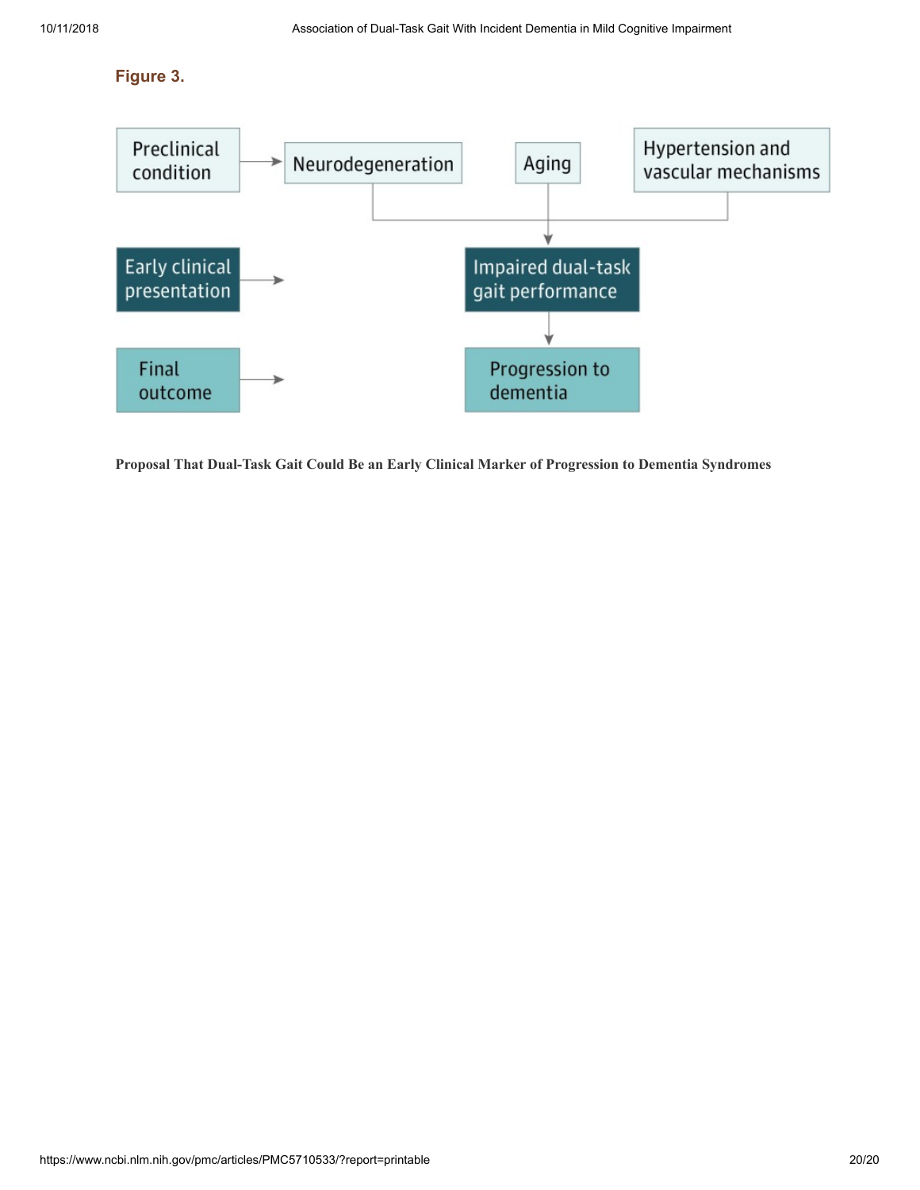**Figure 3.**

Preclinical condition

Neurodegeneration

Aging

Hypertension and vascular mechanisms

Early clinical presentation

Impaired dual-task gait performance

Final outcome

Progression to dementia

**Proposal That Dual-Task Gait Could Be an Early Clinical Marker of Progression to Dementia Syndromes**